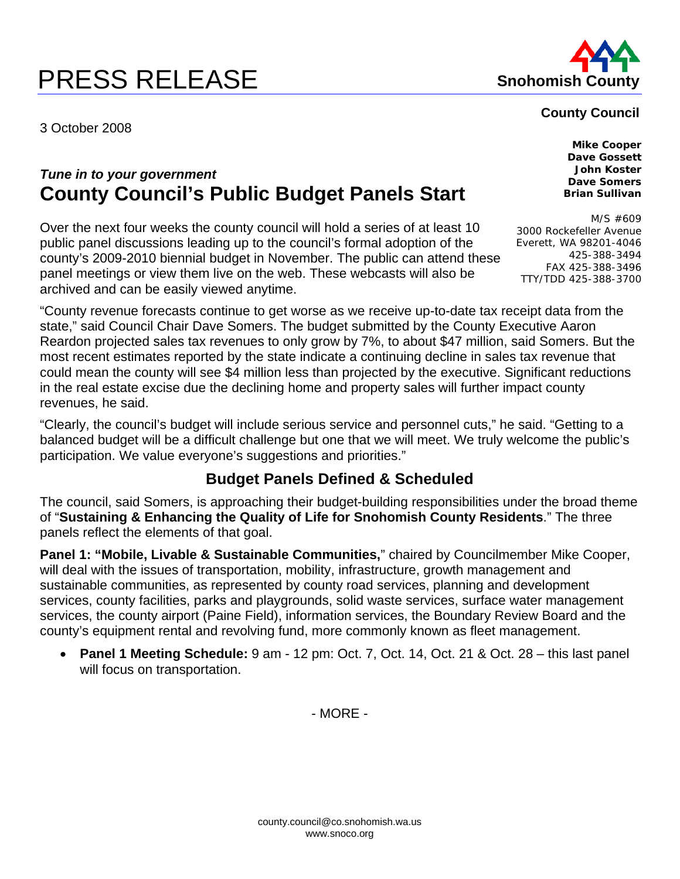# PRESS RELEASE

Snohomish County

**County Council**

**Mike Cooper**
**Dave Gossett**
**John Koster**
**Dave Somers**
**Brian Sullivan**

M/S #609
3000 Rockefeller Avenue
Everett, WA 98201-4046
425-388-3494
FAX 425-388-3496
TTY/TDD 425-388-3700

3 October 2008

***Tune in to your government***

## County Council's Public Budget Panels Start

Over the next four weeks the county council will hold a series of at least 10 public panel discussions leading up to the council's formal adoption of the county's 2009-2010 biennial budget in November. The public can attend these panel meetings or view them live on the web. These webcasts will also be archived and can be easily viewed anytime.

"County revenue forecasts continue to get worse as we receive up-to-date tax receipt data from the state," said Council Chair Dave Somers. The budget submitted by the County Executive Aaron Reardon projected sales tax revenues to only grow by 7%, to about $47 million, said Somers. But the most recent estimates reported by the state indicate a continuing decline in sales tax revenue that could mean the county will see $4 million less than projected by the executive. Significant reductions in the real estate excise due the declining home and property sales will further impact county revenues, he said.

"Clearly, the council's budget will include serious service and personnel cuts," he said. "Getting to a balanced budget will be a difficult challenge but one that we will meet. We truly welcome the public's participation. We value everyone's suggestions and priorities."

### Budget Panels Defined & Scheduled

The council, said Somers, is approaching their budget-building responsibilities under the broad theme of "**Sustaining & Enhancing the Quality of Life for Snohomish County Residents**." The three panels reflect the elements of that goal.

**Panel 1: "Mobile, Livable & Sustainable Communities,**" chaired by Councilmember Mike Cooper, will deal with the issues of transportation, mobility, infrastructure, growth management and sustainable communities, as represented by county road services, planning and development services, county facilities, parks and playgrounds, solid waste services, surface water management services, the county airport (Paine Field), information services, the Boundary Review Board and the county's equipment rental and revolving fund, more commonly known as fleet management.

- **Panel 1 Meeting Schedule:** 9 am - 12 pm: Oct. 7, Oct. 14, Oct. 21 & Oct. 28 – this last panel will focus on transportation.

- MORE -

county.council@co.snohomish.wa.us
www.snoco.org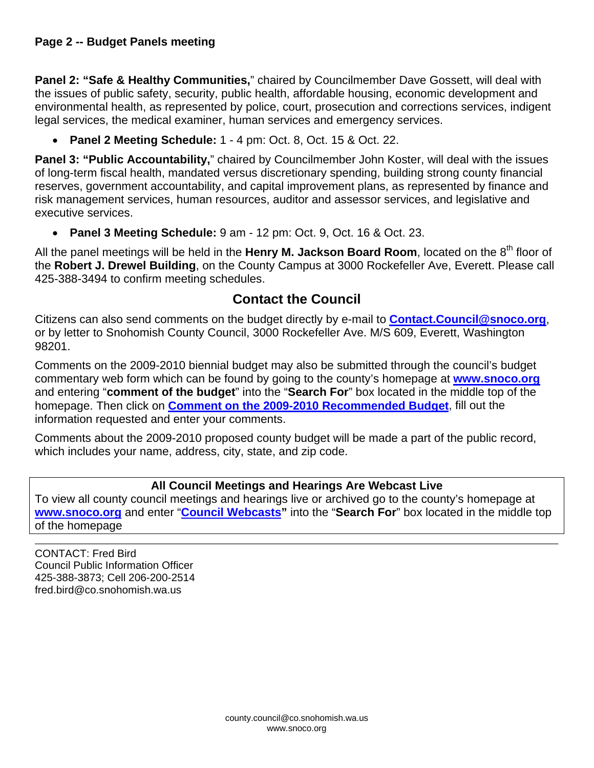**Page 2 -- Budget Panels meeting**

**Panel 2: "Safe & Healthy Communities,"** chaired by Councilmember Dave Gossett, will deal with the issues of public safety, security, public health, affordable housing, economic development and environmental health, as represented by police, court, prosecution and corrections services, indigent legal services, the medical examiner, human services and emergency services.

- **Panel 2 Meeting Schedule:** 1 - 4 pm: Oct. 8, Oct. 15 & Oct. 22.

**Panel 3: "Public Accountability,"** chaired by Councilmember John Koster, will deal with the issues of long-term fiscal health, mandated versus discretionary spending, building strong county financial reserves, government accountability, and capital improvement plans, as represented by finance and risk management services, human resources, auditor and assessor services, and legislative and executive services.

- **Panel 3 Meeting Schedule:** 9 am - 12 pm: Oct. 9, Oct. 16 & Oct. 23.

All the panel meetings will be held in the **Henry M. Jackson Board Room**, located on the 8th floor of the **Robert J. Drewel Building**, on the County Campus at 3000 Rockefeller Ave, Everett. Please call 425-388-3494 to confirm meeting schedules.

## Contact the Council

Citizens can also send comments on the budget directly by e-mail to **Contact.Council@snoco.org**, or by letter to Snohomish County Council, 3000 Rockefeller Ave. M/S 609, Everett, Washington 98201.

Comments on the 2009-2010 biennial budget may also be submitted through the council's budget commentary web form which can be found by going to the county's homepage at **www.snoco.org** and entering "**comment of the budget**" into the "**Search For**" box located in the middle top of the homepage. Then click on **Comment on the 2009-2010 Recommended Budget**, fill out the information requested and enter your comments.

Comments about the 2009-2010 proposed county budget will be made a part of the public record, which includes your name, address, city, state, and zip code.

**All Council Meetings and Hearings Are Webcast Live**

To view all county council meetings and hearings live or archived go to the county's homepage at **www.snoco.org** and enter "**Council Webcasts"** into the "**Search For**" box located in the middle top of the homepage

---

CONTACT: Fred Bird
Council Public Information Officer
425-388-3873; Cell 206-200-2514
fred.bird@co.snohomish.wa.us

county.council@co.snohomish.wa.us
www.snoco.org